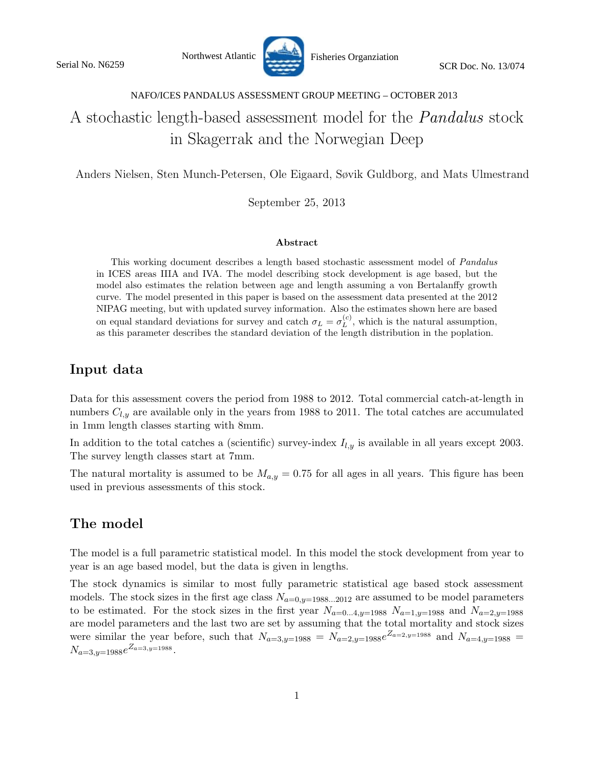Serial No. N6259 — Northwest Atlantic Fisheries Organziation — SCR Doc. No. 13/074

NAFO/ICES PANDALUS ASSESSMENT GROUP MEETING – OCTOBER 2013

# A stochastic length-based assessment model for the *Pandalus* stock in Skagerrak and the Norwegian Deep

Anders Nielsen, Sten Munch-Petersen, Ole Eigaard, Søvik Guldborg, and Mats Ulmestrand

September 25, 2013

**Abstract**

This working document describes a length based stochastic assessment model of *Pandalus* in ICES areas IIIA and IVA. The model describing stock development is age based, but the model also estimates the relation between age and length assuming a von Bertalanffy growth curve. The model presented in this paper is based on the assessment data presented at the 2012 NIPAG meeting, but with updated survey information. Also the estimates shown here are based on equal standard deviations for survey and catch $\sigma_L = \sigma_L^{(c)}$, which is the natural assumption, as this parameter describes the standard deviation of the length distribution in the poplation.

## Input data

Data for this assessment covers the period from 1988 to 2012. Total commercial catch-at-length in numbers $C_{l,y}$ are available only in the years from 1988 to 2011. The total catches are accumulated in 1mm length classes starting with 8mm.

In addition to the total catches a (scientific) survey-index $I_{l,y}$ is available in all years except 2003. The survey length classes start at 7mm.

The natural mortality is assumed to be $M_{a,y} = 0.75$ for all ages in all years. This figure has been used in previous assessments of this stock.

## The model

The model is a full parametric statistical model. In this model the stock development from year to year is an age based model, but the data is given in lengths.

The stock dynamics is similar to most fully parametric statistical age based stock assessment models. The stock sizes in the first age class $N_{a=0,y=1988...2012}$ are assumed to be model parameters to be estimated. For the stock sizes in the first year $N_{a=0...4,y=1988}$ $N_{a=1,y=1988}$ and $N_{a=2,y=1988}$ are model parameters and the last two are set by assuming that the total mortality and stock sizes were similar the year before, such that $N_{a=3,y=1988} = N_{a=2,y=1988}e^{Z_{a=2,y=1988}}$ and $N_{a=4,y=1988} = N_{a=3,y=1988}e^{Z_{a=3,y=1988}}$.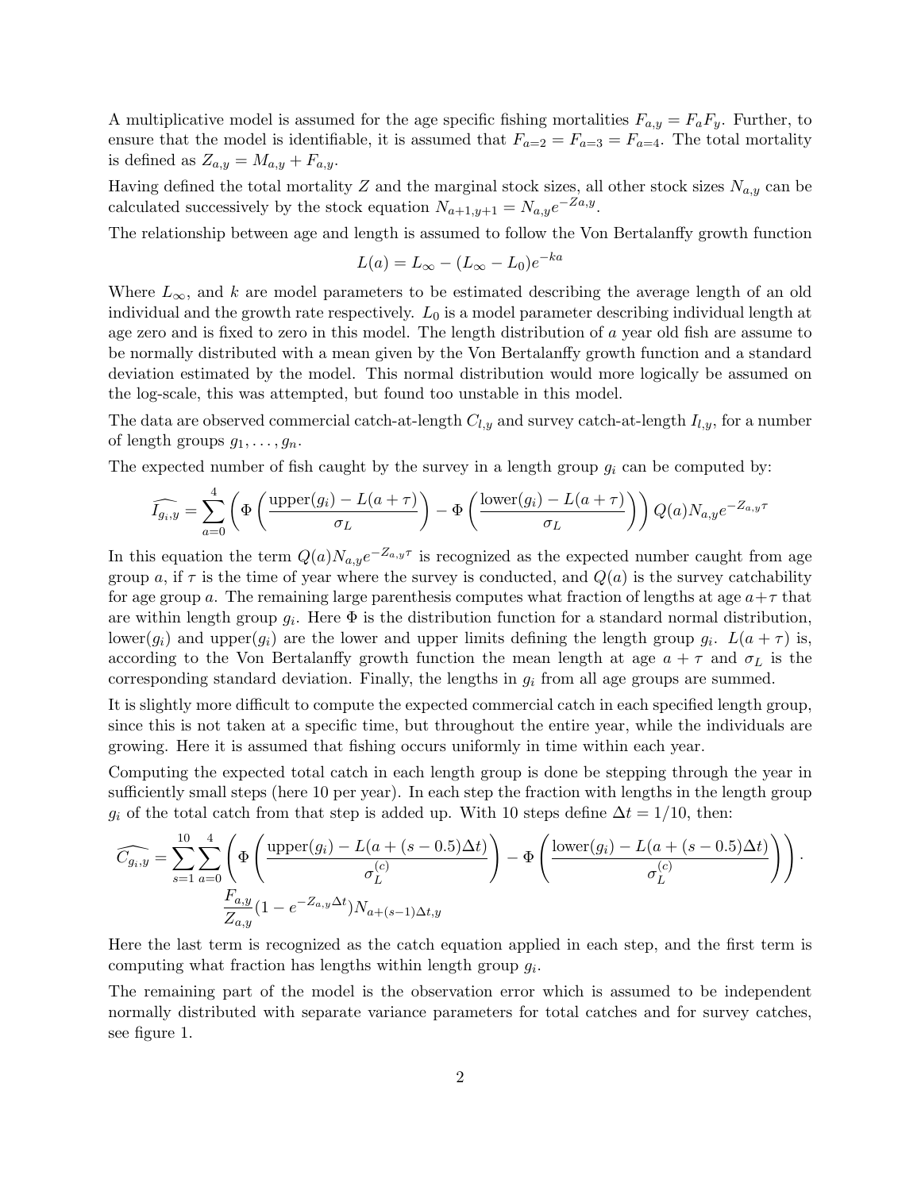A multiplicative model is assumed for the age specific fishing mortalities $F_{a,y} = F_a F_y$. Further, to ensure that the model is identifiable, it is assumed that $F_{a=2} = F_{a=3} = F_{a=4}$. The total mortality is defined as $Z_{a,y} = M_{a,y} + F_{a,y}$.

Having defined the total mortality $Z$ and the marginal stock sizes, all other stock sizes $N_{a,y}$ can be calculated successively by the stock equation $N_{a+1,y+1} = N_{a,y}e^{-Za,y}$.

The relationship between age and length is assumed to follow the Von Bertalanffy growth function

$$L(a) = L_\infty - (L_\infty - L_0)e^{-ka}$$

Where $L_\infty$, and $k$ are model parameters to be estimated describing the average length of an old individual and the growth rate respectively. $L_0$ is a model parameter describing individual length at age zero and is fixed to zero in this model. The length distribution of $a$ year old fish are assume to be normally distributed with a mean given by the Von Bertalanffy growth function and a standard deviation estimated by the model. This normal distribution would more logically be assumed on the log-scale, this was attempted, but found too unstable in this model.

The data are observed commercial catch-at-length $C_{l,y}$ and survey catch-at-length $I_{l,y}$, for a number of length groups $g_1, \ldots, g_n$.

The expected number of fish caught by the survey in a length group $g_i$ can be computed by:

$$\widehat{I_{g_i,y}} = \sum_{a=0}^{4} \left( \Phi\left(\frac{\text{upper}(g_i) - L(a+\tau)}{\sigma_L}\right) - \Phi\left(\frac{\text{lower}(g_i) - L(a+\tau)}{\sigma_L}\right) \right) Q(a) N_{a,y} e^{-Z_{a,y}\tau}$$

In this equation the term $Q(a)N_{a,y}e^{-Z_{a,y}\tau}$ is recognized as the expected number caught from age group $a$, if $\tau$ is the time of year where the survey is conducted, and $Q(a)$ is the survey catchability for age group $a$. The remaining large parenthesis computes what fraction of lengths at age $a+\tau$ that are within length group $g_i$. Here $\Phi$ is the distribution function for a standard normal distribution, lower($g_i$) and upper($g_i$) are the lower and upper limits defining the length group $g_i$. $L(a+\tau)$ is, according to the Von Bertalanffy growth function the mean length at age $a+\tau$ and $\sigma_L$ is the corresponding standard deviation. Finally, the lengths in $g_i$ from all age groups are summed.

It is slightly more difficult to compute the expected commercial catch in each specified length group, since this is not taken at a specific time, but throughout the entire year, while the individuals are growing. Here it is assumed that fishing occurs uniformly in time within each year.

Computing the expected total catch in each length group is done be stepping through the year in sufficiently small steps (here 10 per year). In each step the fraction with lengths in the length group $g_i$ of the total catch from that step is added up. With 10 steps define $\Delta t = 1/10$, then:

$$\widehat{C_{g_i,y}} = \sum_{s=1}^{10} \sum_{a=0}^{4} \left( \Phi\left(\frac{\text{upper}(g_i) - L(a+(s-0.5)\Delta t)}{\sigma_L^{(c)}}\right) - \Phi\left(\frac{\text{lower}(g_i) - L(a+(s-0.5)\Delta t)}{\sigma_L^{(c)}}\right) \right) \cdot \frac{F_{a,y}}{Z_{a,y}}(1 - e^{-Z_{a,y}\Delta t}) N_{a+(s-1)\Delta t,y}$$

Here the last term is recognized as the catch equation applied in each step, and the first term is computing what fraction has lengths within length group $g_i$.

The remaining part of the model is the observation error which is assumed to be independent normally distributed with separate variance parameters for total catches and for survey catches, see figure 1.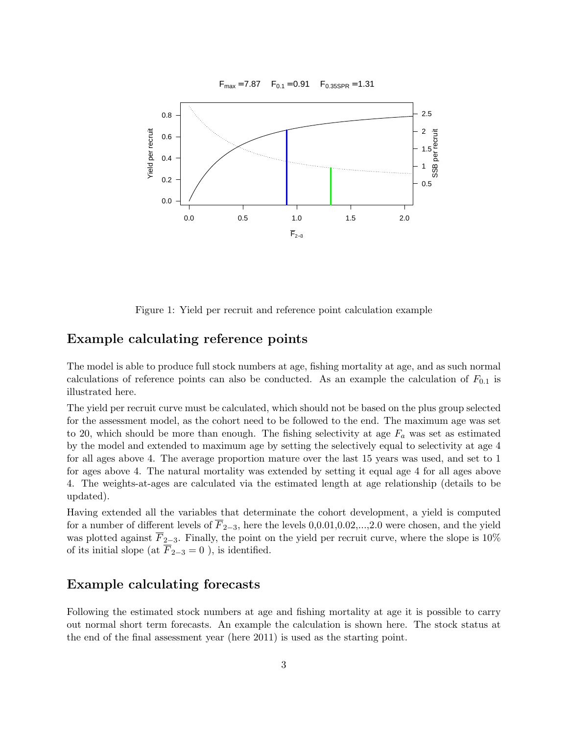Figure 1: Yield per recruit and reference point calculation example

## Example calculating reference points

The model is able to produce full stock numbers at age, fishing mortality at age, and as such normal calculations of reference points can also be conducted. As an example the calculation of $F_{0.1}$ is illustrated here.

The yield per recruit curve must be calculated, which should not be based on the plus group selected for the assessment model, as the cohort need to be followed to the end. The maximum age was set to 20, which should be more than enough. The fishing selectivity at age $F_a$ was set as estimated by the model and extended to maximum age by setting the selectively equal to selectivity at age 4 for all ages above 4. The average proportion mature over the last 15 years was used, and set to 1 for ages above 4. The natural mortality was extended by setting it equal age 4 for all ages above 4. The weights-at-ages are calculated via the estimated length at age relationship (details to be updated).

Having extended all the variables that determinate the cohort development, a yield is computed for a number of different levels of $\overline{F}_{2-3}$, here the levels 0,0.01,0.02,...,2.0 were chosen, and the yield was plotted against $\overline{F}_{2-3}$. Finally, the point on the yield per recruit curve, where the slope is 10% of its initial slope (at $\overline{F}_{2-3} = 0$ ), is identified.

## Example calculating forecasts

Following the estimated stock numbers at age and fishing mortality at age it is possible to carry out normal short term forecasts. An example the calculation is shown here. The stock status at the end of the final assessment year (here 2011) is used as the starting point.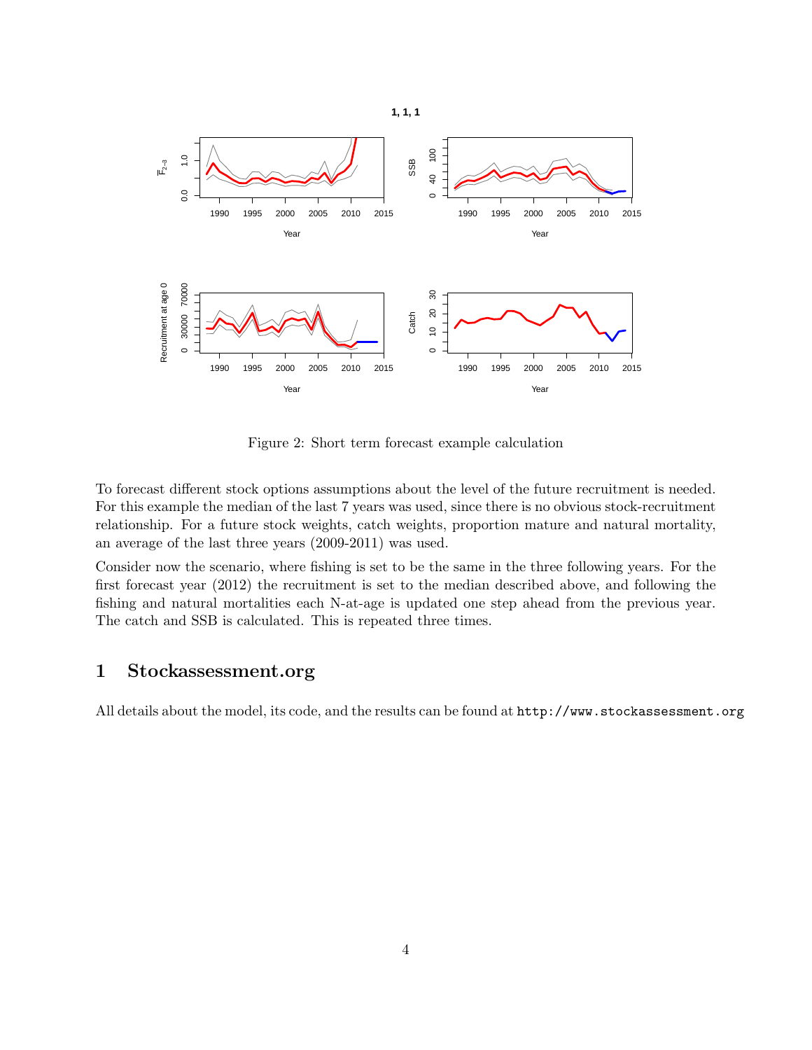Figure 2: Short term forecast example calculation

To forecast different stock options assumptions about the level of the future recruitment is needed. For this example the median of the last 7 years was used, since there is no obvious stock-recruitment relationship. For a future stock weights, catch weights, proportion mature and natural mortality, an average of the last three years (2009-2011) was used.

Consider now the scenario, where fishing is set to be the same in the three following years. For the first forecast year (2012) the recruitment is set to the median described above, and following the fishing and natural mortalities each N-at-age is updated one step ahead from the previous year. The catch and SSB is calculated. This is repeated three times.

# 1 Stockassessment.org

All details about the model, its code, and the results can be found at `http://www.stockassessment.org`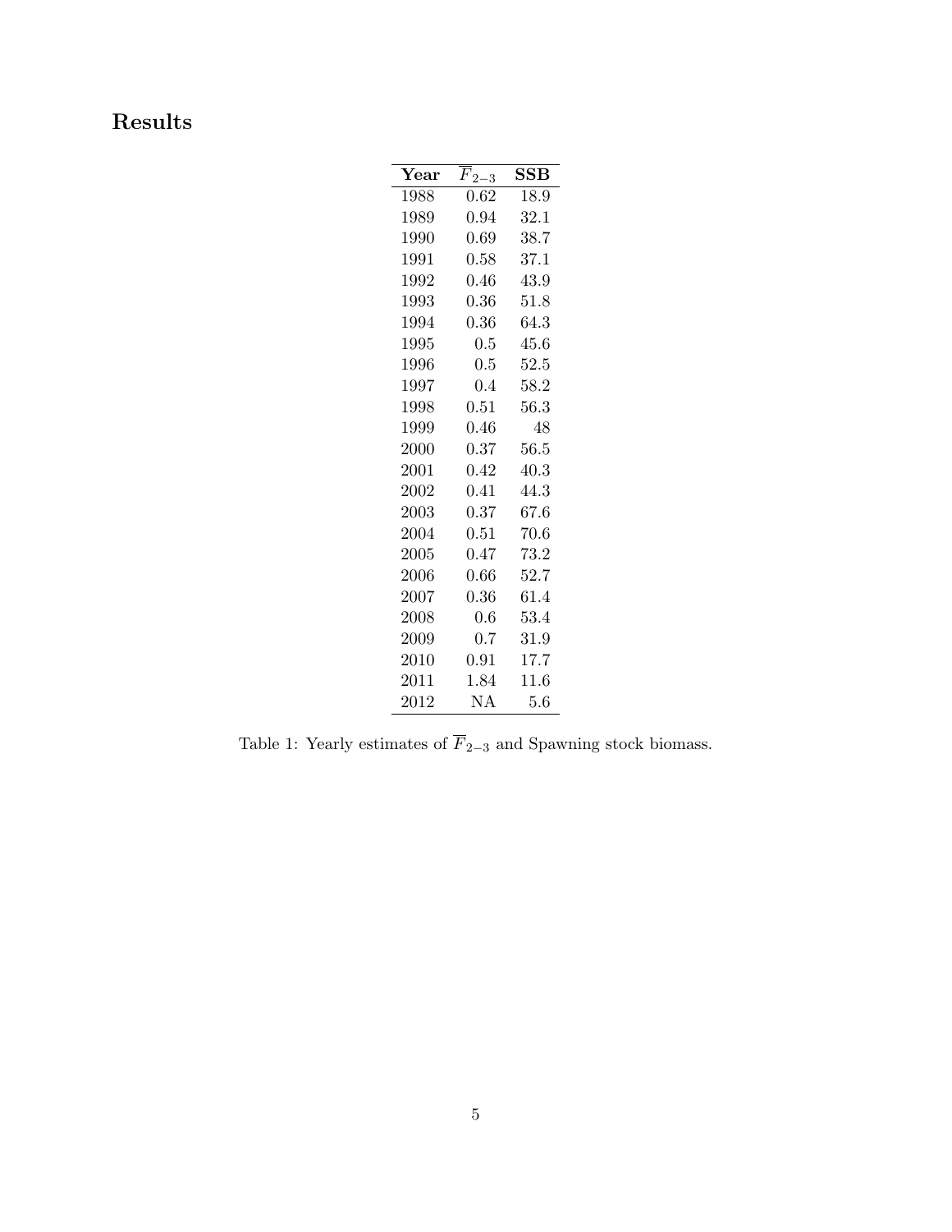## Results

| Year | $\overline{F}_{2-3}$ | SSB |
|---|---|---|
| 1988 | 0.62 | 18.9 |
| 1989 | 0.94 | 32.1 |
| 1990 | 0.69 | 38.7 |
| 1991 | 0.58 | 37.1 |
| 1992 | 0.46 | 43.9 |
| 1993 | 0.36 | 51.8 |
| 1994 | 0.36 | 64.3 |
| 1995 | 0.5 | 45.6 |
| 1996 | 0.5 | 52.5 |
| 1997 | 0.4 | 58.2 |
| 1998 | 0.51 | 56.3 |
| 1999 | 0.46 | 48 |
| 2000 | 0.37 | 56.5 |
| 2001 | 0.42 | 40.3 |
| 2002 | 0.41 | 44.3 |
| 2003 | 0.37 | 67.6 |
| 2004 | 0.51 | 70.6 |
| 2005 | 0.47 | 73.2 |
| 2006 | 0.66 | 52.7 |
| 2007 | 0.36 | 61.4 |
| 2008 | 0.6 | 53.4 |
| 2009 | 0.7 | 31.9 |
| 2010 | 0.91 | 17.7 |
| 2011 | 1.84 | 11.6 |
| 2012 | NA | 5.6 |

Table 1: Yearly estimates of $\overline{F}_{2-3}$ and Spawning stock biomass.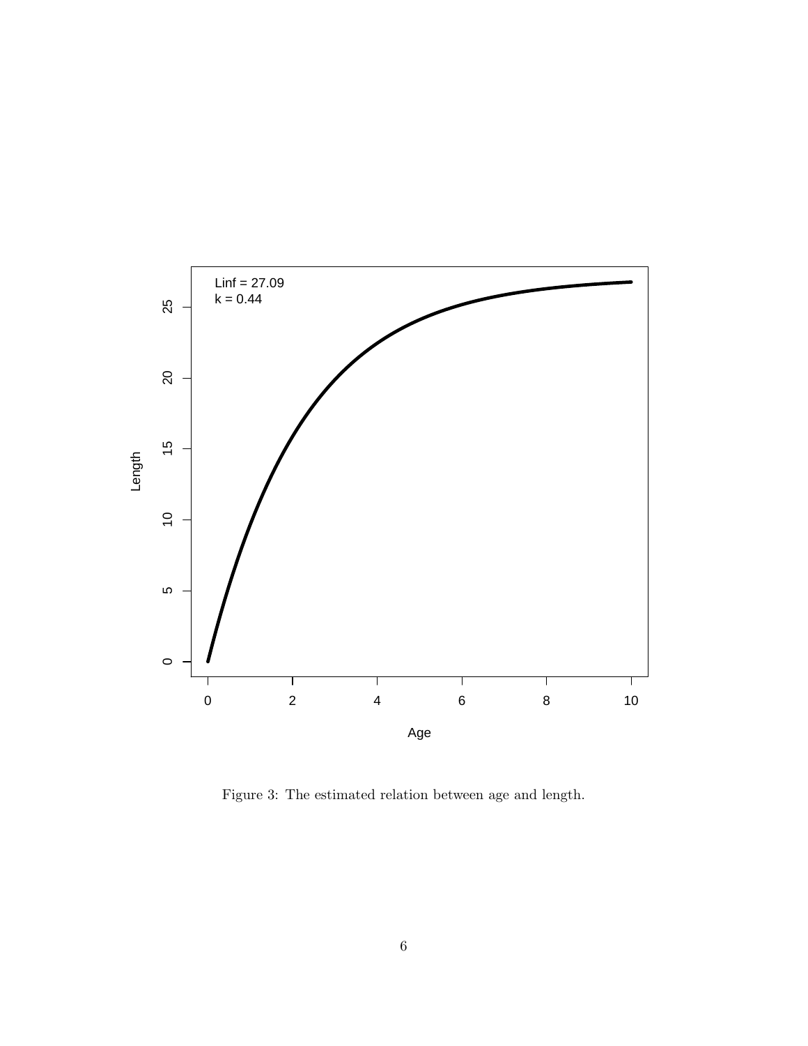Figure 3: The estimated relation between age and length.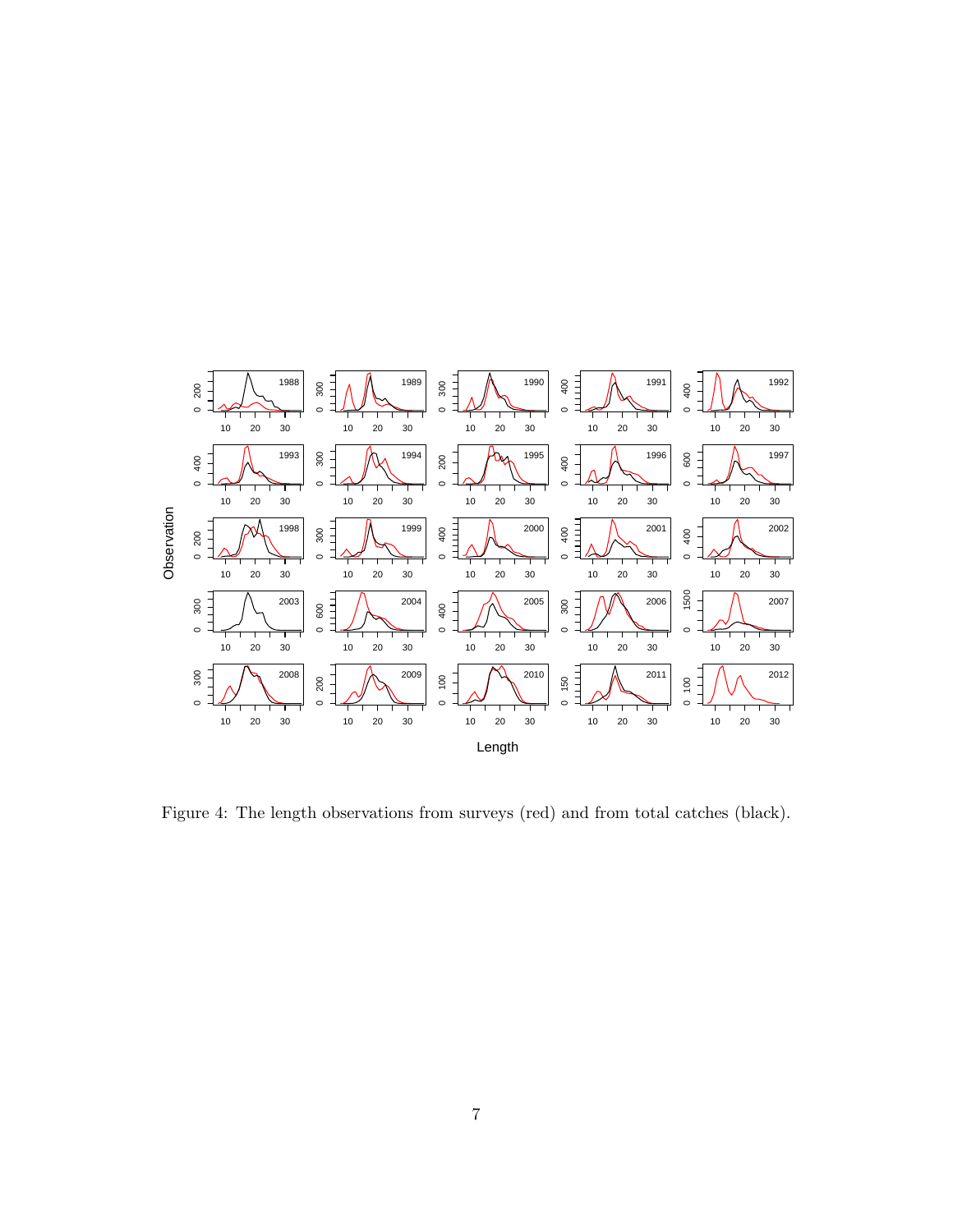Figure 4: The length observations from surveys (red) and from total catches (black).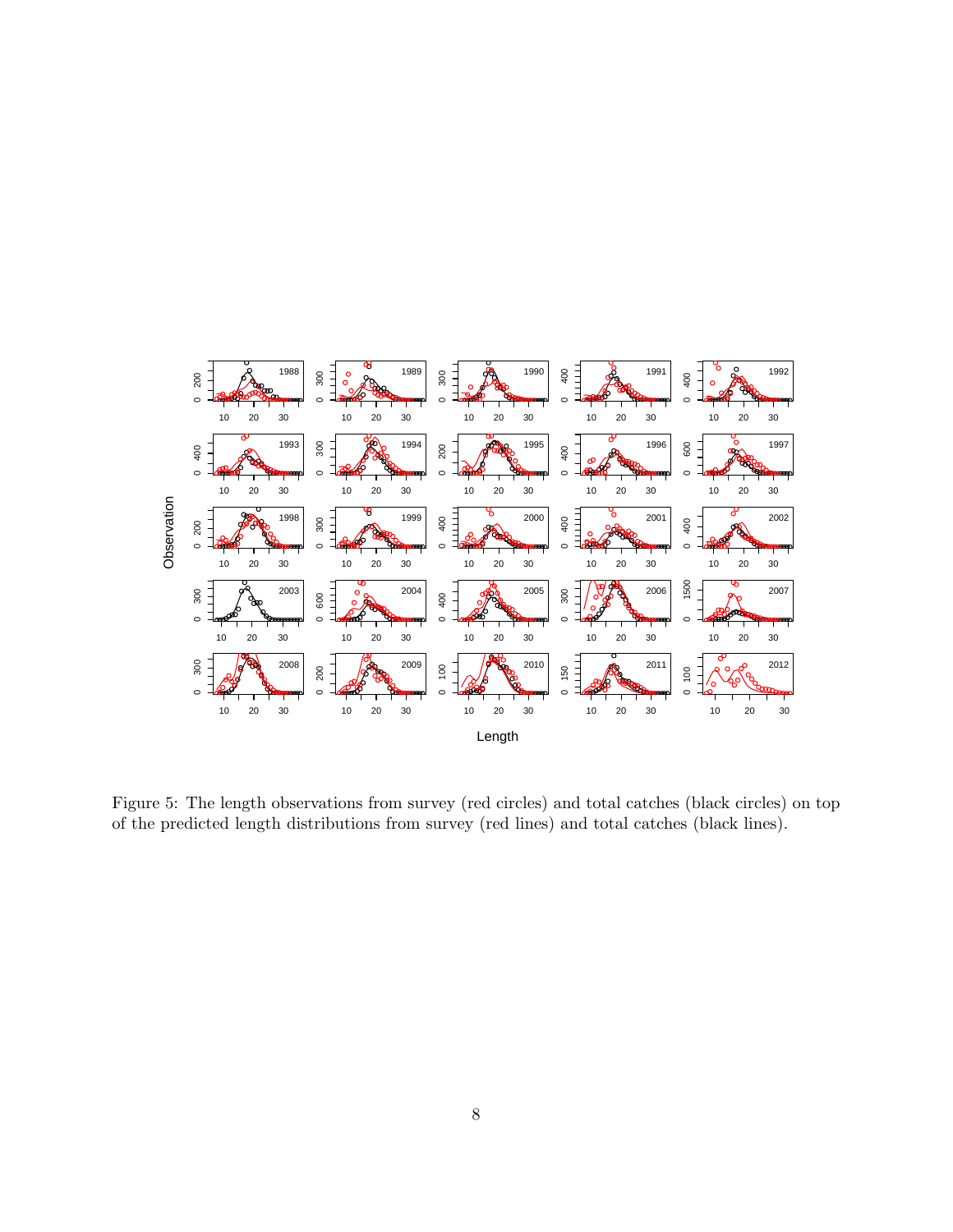Figure 5: The length observations from survey (red circles) and total catches (black circles) on top of the predicted length distributions from survey (red lines) and total catches (black lines).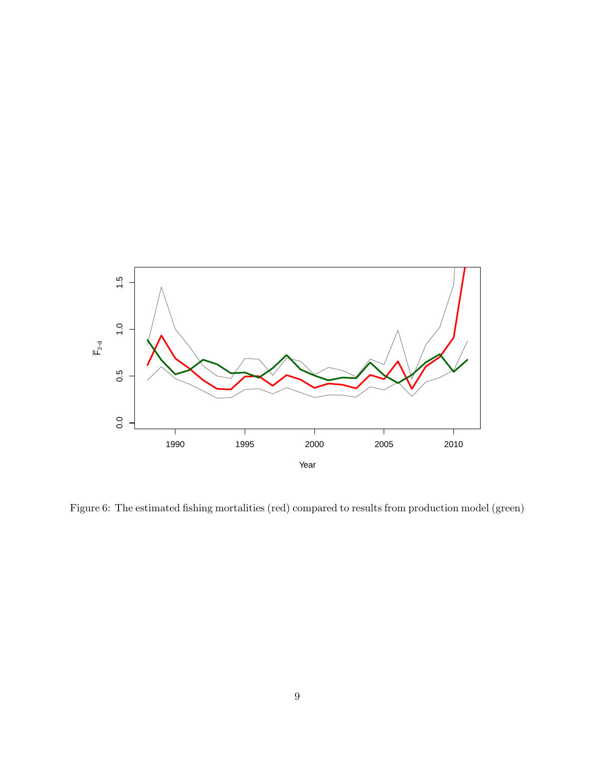Figure 6: The estimated fishing mortalities (red) compared to results from production model (green)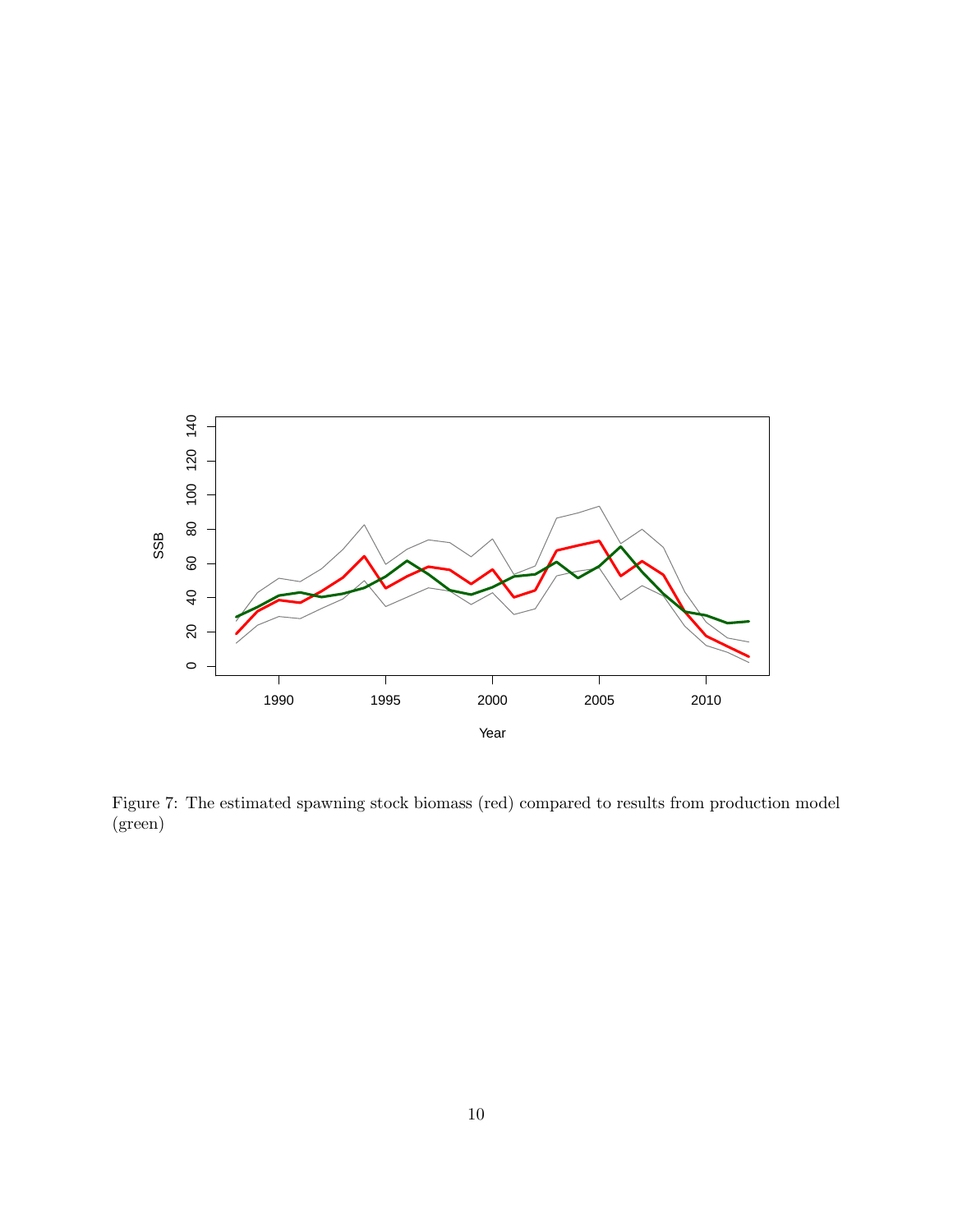Figure 7: The estimated spawning stock biomass (red) compared to results from production model (green)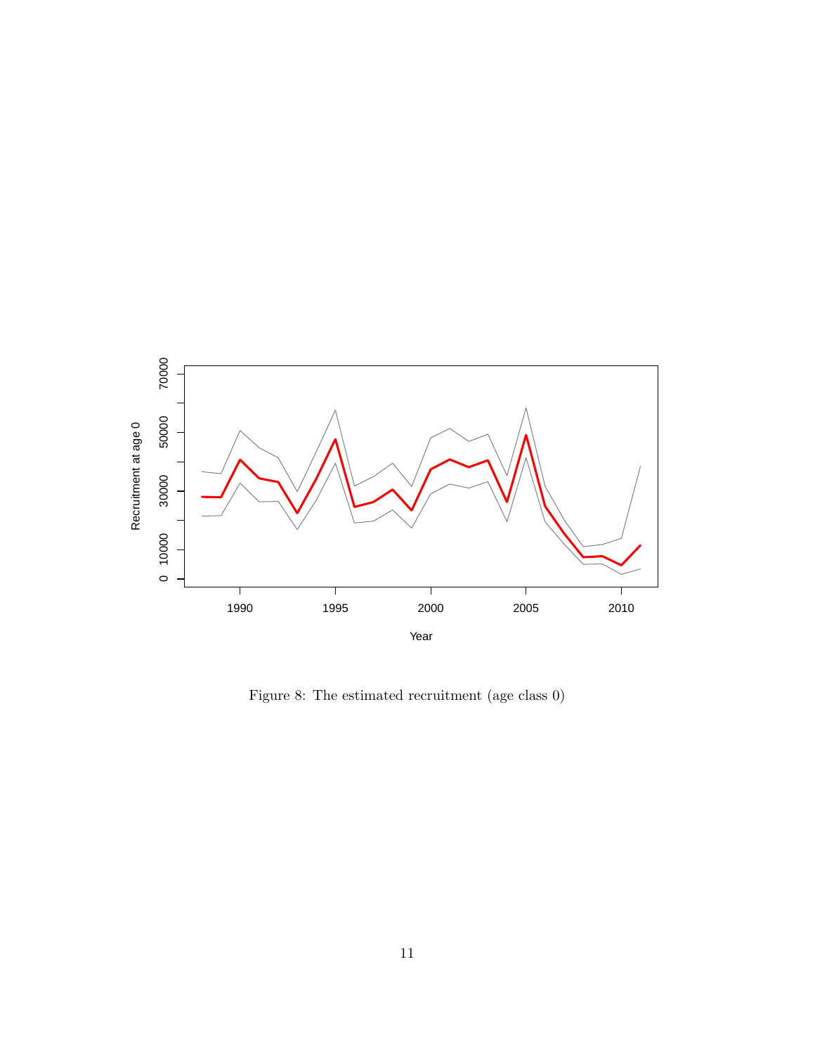Figure 8: The estimated recruitment (age class 0)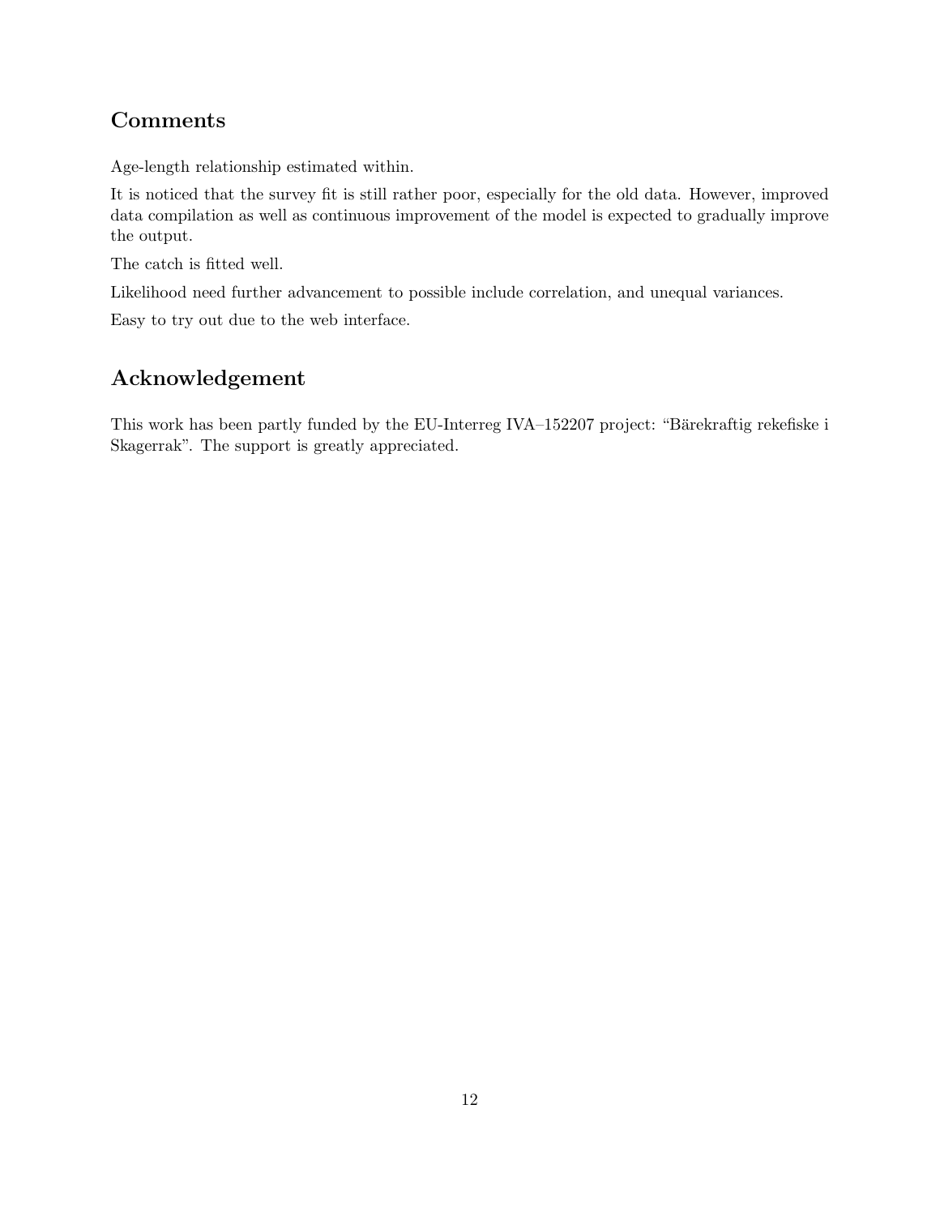## Comments

Age-length relationship estimated within.

It is noticed that the survey fit is still rather poor, especially for the old data. However, improved data compilation as well as continuous improvement of the model is expected to gradually improve the output.

The catch is fitted well.

Likelihood need further advancement to possible include correlation, and unequal variances.

Easy to try out due to the web interface.

## Acknowledgement

This work has been partly funded by the EU-Interreg IVA–152207 project: "Bärekraftig rekefiske i Skagerrak". The support is greatly appreciated.